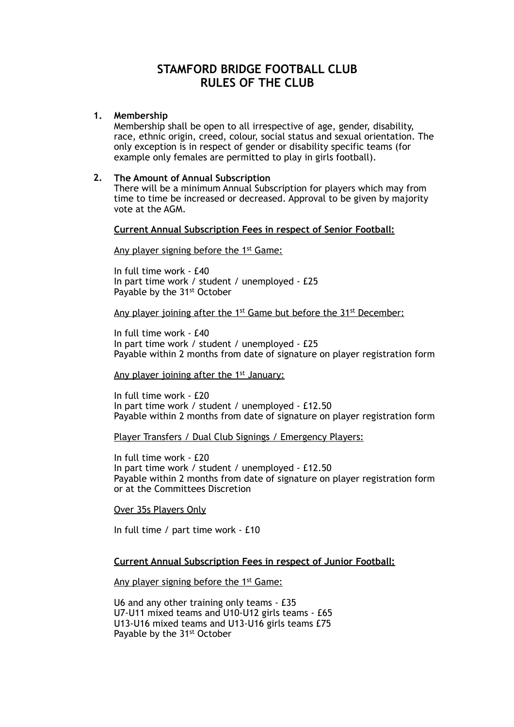# STAMFORD BRIDGE FOOTBALL CLUB
# RULES OF THE CLUB

**1. Membership**

Membership shall be open to all irrespective of age, gender, disability, race, ethnic origin, creed, colour, social status and sexual orientation. The only exception is in respect of gender or disability specific teams (for example only females are permitted to play in girls football).

**2. The Amount of Annual Subscription**

There will be a minimum Annual Subscription for players which may from time to time be increased or decreased. Approval to be given by majority vote at the AGM.

**Current Annual Subscription Fees in respect of Senior Football:**

Any player signing before the 1st Game:

In full time work - £40
In part time work / student / unemployed - £25
Payable by the 31st October

Any player joining after the 1st Game but before the 31st December:

In full time work - £40
In part time work / student / unemployed - £25
Payable within 2 months from date of signature on player registration form

Any player joining after the 1st January:

In full time work - £20
In part time work / student / unemployed - £12.50
Payable within 2 months from date of signature on player registration form

Player Transfers / Dual Club Signings / Emergency Players:

In full time work - £20
In part time work / student / unemployed - £12.50
Payable within 2 months from date of signature on player registration form or at the Committees Discretion

Over 35s Players Only

In full time / part time work - £10

**Current Annual Subscription Fees in respect of Junior Football:**

Any player signing before the 1st Game:

U6 and any other training only teams - £35
U7-U11 mixed teams and U10-U12 girls teams - £65
U13-U16 mixed teams and U13-U16 girls teams £75
Payable by the 31st October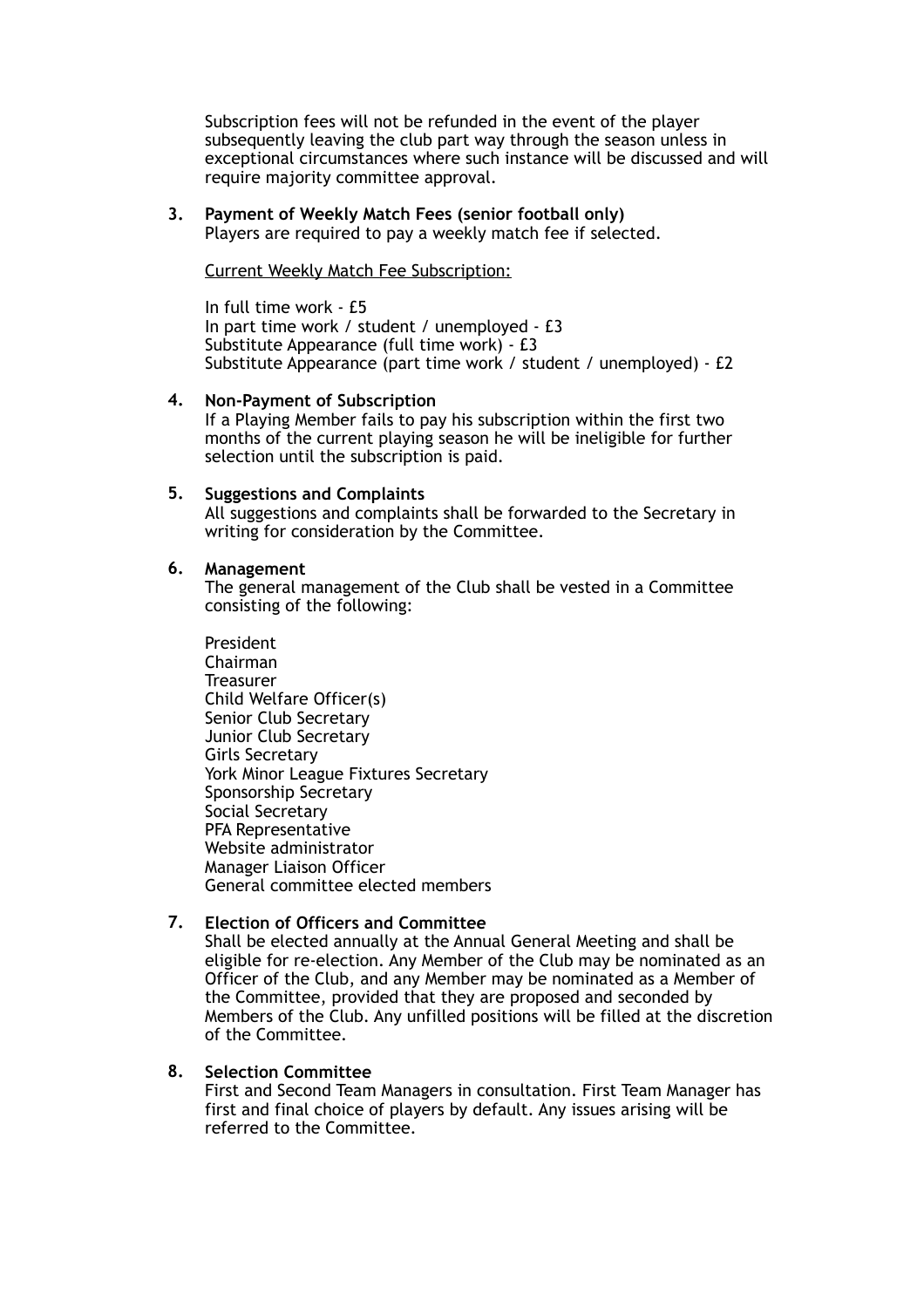Subscription fees will not be refunded in the event of the player subsequently leaving the club part way through the season unless in exceptional circumstances where such instance will be discussed and will require majority committee approval.

**3. Payment of Weekly Match Fees (senior football only)**

Players are required to pay a weekly match fee if selected.

Current Weekly Match Fee Subscription:

In full time work - £5
In part time work / student / unemployed - £3
Substitute Appearance (full time work) - £3
Substitute Appearance (part time work / student / unemployed) - £2

**4. Non-Payment of Subscription**

If a Playing Member fails to pay his subscription within the first two months of the current playing season he will be ineligible for further selection until the subscription is paid.

**5. Suggestions and Complaints**

All suggestions and complaints shall be forwarded to the Secretary in writing for consideration by the Committee.

**6. Management**

The general management of the Club shall be vested in a Committee consisting of the following:

President
Chairman
Treasurer
Child Welfare Officer(s)
Senior Club Secretary
Junior Club Secretary
Girls Secretary
York Minor League Fixtures Secretary
Sponsorship Secretary
Social Secretary
PFA Representative
Website administrator
Manager Liaison Officer
General committee elected members

**7. Election of Officers and Committee**

Shall be elected annually at the Annual General Meeting and shall be eligible for re-election. Any Member of the Club may be nominated as an Officer of the Club, and any Member may be nominated as a Member of the Committee, provided that they are proposed and seconded by Members of the Club. Any unfilled positions will be filled at the discretion of the Committee.

**8. Selection Committee**

First and Second Team Managers in consultation. First Team Manager has first and final choice of players by default. Any issues arising will be referred to the Committee.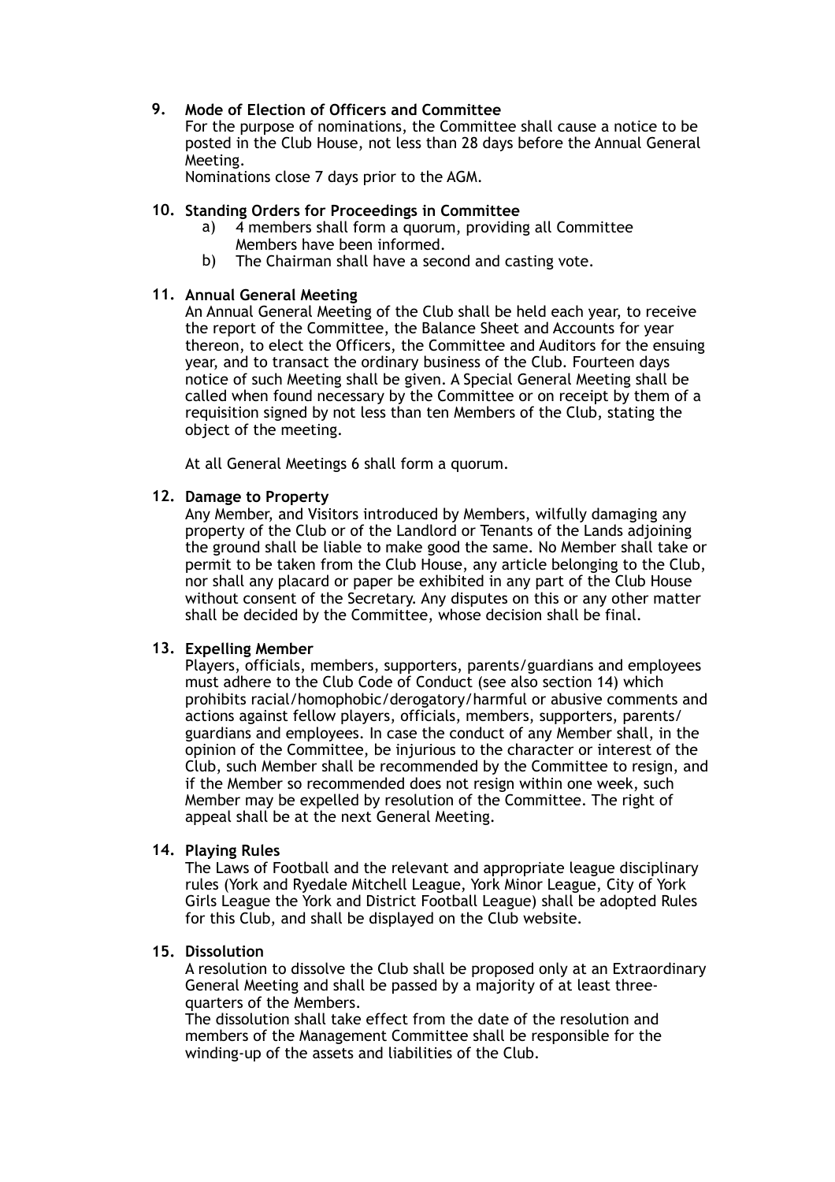**9. Mode of Election of Officers and Committee**

For the purpose of nominations, the Committee shall cause a notice to be posted in the Club House, not less than 28 days before the Annual General Meeting.

Nominations close 7 days prior to the AGM.

**10. Standing Orders for Proceedings in Committee**

a) 4 members shall form a quorum, providing all Committee Members have been informed.

b) The Chairman shall have a second and casting vote.

**11. Annual General Meeting**

An Annual General Meeting of the Club shall be held each year, to receive the report of the Committee, the Balance Sheet and Accounts for year thereon, to elect the Officers, the Committee and Auditors for the ensuing year, and to transact the ordinary business of the Club. Fourteen days notice of such Meeting shall be given. A Special General Meeting shall be called when found necessary by the Committee or on receipt by them of a requisition signed by not less than ten Members of the Club, stating the object of the meeting.

At all General Meetings 6 shall form a quorum.

**12. Damage to Property**

Any Member, and Visitors introduced by Members, wilfully damaging any property of the Club or of the Landlord or Tenants of the Lands adjoining the ground shall be liable to make good the same. No Member shall take or permit to be taken from the Club House, any article belonging to the Club, nor shall any placard or paper be exhibited in any part of the Club House without consent of the Secretary. Any disputes on this or any other matter shall be decided by the Committee, whose decision shall be final.

**13. Expelling Member**

Players, officials, members, supporters, parents/guardians and employees must adhere to the Club Code of Conduct (see also section 14) which prohibits racial/homophobic/derogatory/harmful or abusive comments and actions against fellow players, officials, members, supporters, parents/guardians and employees. In case the conduct of any Member shall, in the opinion of the Committee, be injurious to the character or interest of the Club, such Member shall be recommended by the Committee to resign, and if the Member so recommended does not resign within one week, such Member may be expelled by resolution of the Committee. The right of appeal shall be at the next General Meeting.

**14. Playing Rules**

The Laws of Football and the relevant and appropriate league disciplinary rules (York and Ryedale Mitchell League, York Minor League, City of York Girls League the York and District Football League) shall be adopted Rules for this Club, and shall be displayed on the Club website.

**15. Dissolution**

A resolution to dissolve the Club shall be proposed only at an Extraordinary General Meeting and shall be passed by a majority of at least three-quarters of the Members.

The dissolution shall take effect from the date of the resolution and members of the Management Committee shall be responsible for the winding-up of the assets and liabilities of the Club.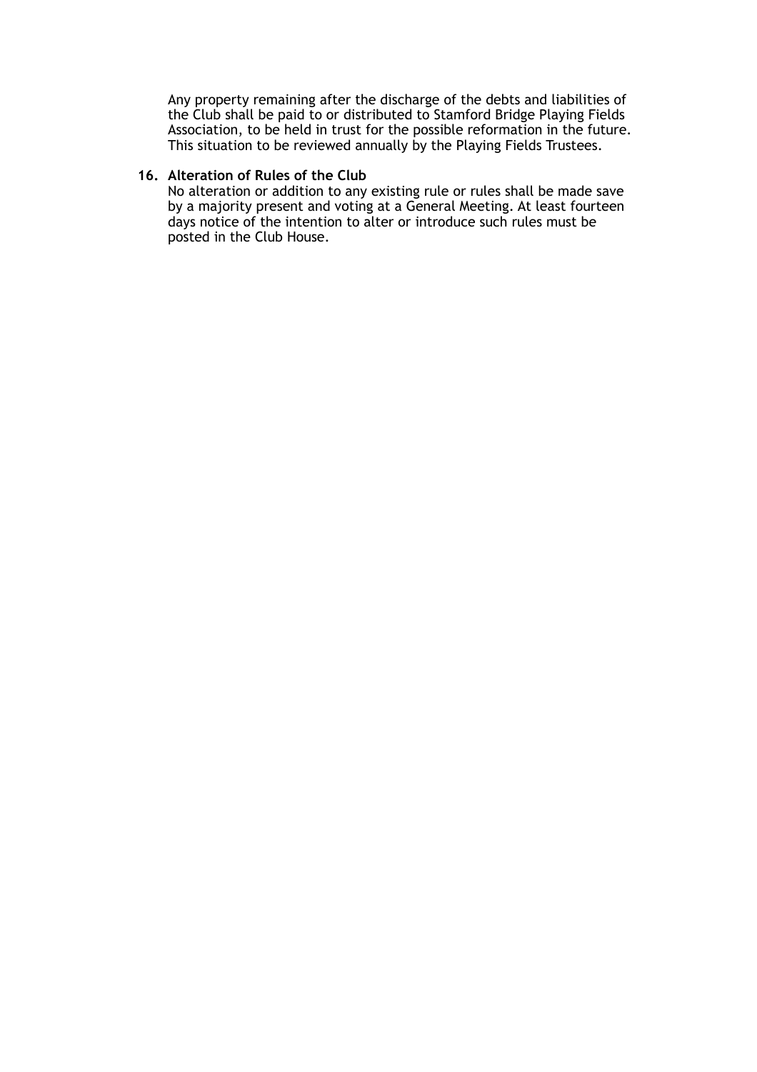Any property remaining after the discharge of the debts and liabilities of the Club shall be paid to or distributed to Stamford Bridge Playing Fields Association, to be held in trust for the possible reformation in the future. This situation to be reviewed annually by the Playing Fields Trustees.

**16. Alteration of Rules of the Club**

No alteration or addition to any existing rule or rules shall be made save by a majority present and voting at a General Meeting. At least fourteen days notice of the intention to alter or introduce such rules must be posted in the Club House.